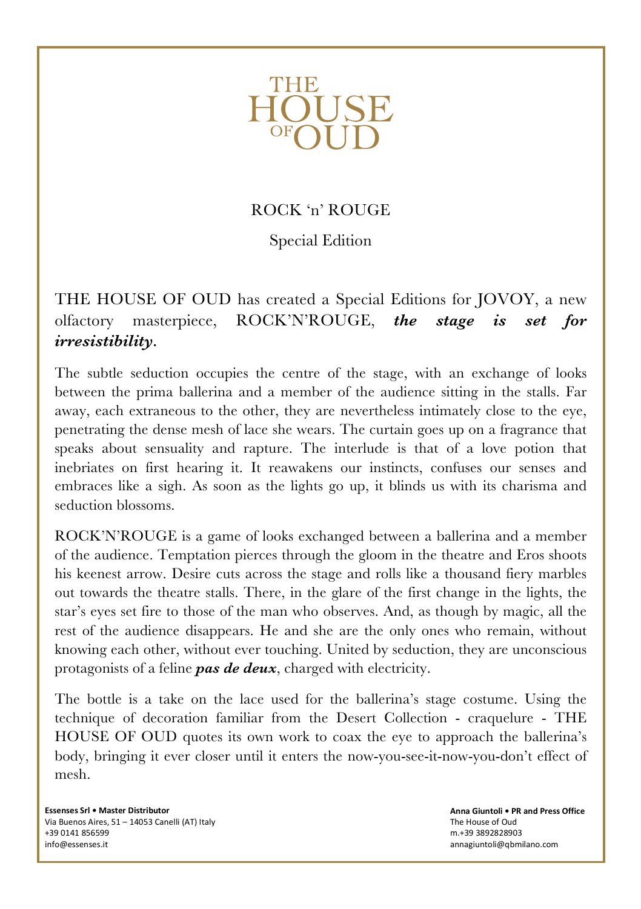# THE HOUSE OF OUD

## ROCK 'n' ROUGE

Special Edition

THE HOUSE OF OUD has created a Special Editions for JOVOY, a new olfactory masterpiece, ROCK'N'ROUGE, ***the stage is set for irresistibility***.

The subtle seduction occupies the centre of the stage, with an exchange of looks between the prima ballerina and a member of the audience sitting in the stalls. Far away, each extraneous to the other, they are nevertheless intimately close to the eye, penetrating the dense mesh of lace she wears. The curtain goes up on a fragrance that speaks about sensuality and rapture. The interlude is that of a love potion that inebriates on first hearing it. It reawakens our instincts, confuses our senses and embraces like a sigh. As soon as the lights go up, it blinds us with its charisma and seduction blossoms.

ROCK'N'ROUGE is a game of looks exchanged between a ballerina and a member of the audience. Temptation pierces through the gloom in the theatre and Eros shoots his keenest arrow. Desire cuts across the stage and rolls like a thousand fiery marbles out towards the theatre stalls. There, in the glare of the first change in the lights, the star's eyes set fire to those of the man who observes. And, as though by magic, all the rest of the audience disappears. He and she are the only ones who remain, without knowing each other, without ever touching. United by seduction, they are unconscious protagonists of a feline ***pas de deux***, charged with electricity.

The bottle is a take on the lace used for the ballerina's stage costume. Using the technique of decoration familiar from the Desert Collection - craquelure - THE HOUSE OF OUD quotes its own work to coax the eye to approach the ballerina's body, bringing it ever closer until it enters the now-you-see-it-now-you-don't effect of mesh.

**Essenses Srl • Master Distributor**
Via Buenos Aires, 51 – 14053 Canelli (AT) Italy
+39 0141 856599
info@essenses.it

**Anna Giuntoli • PR and Press Office**
The House of Oud
m.+39 3892828903
annagiuntoli@qbmilano.com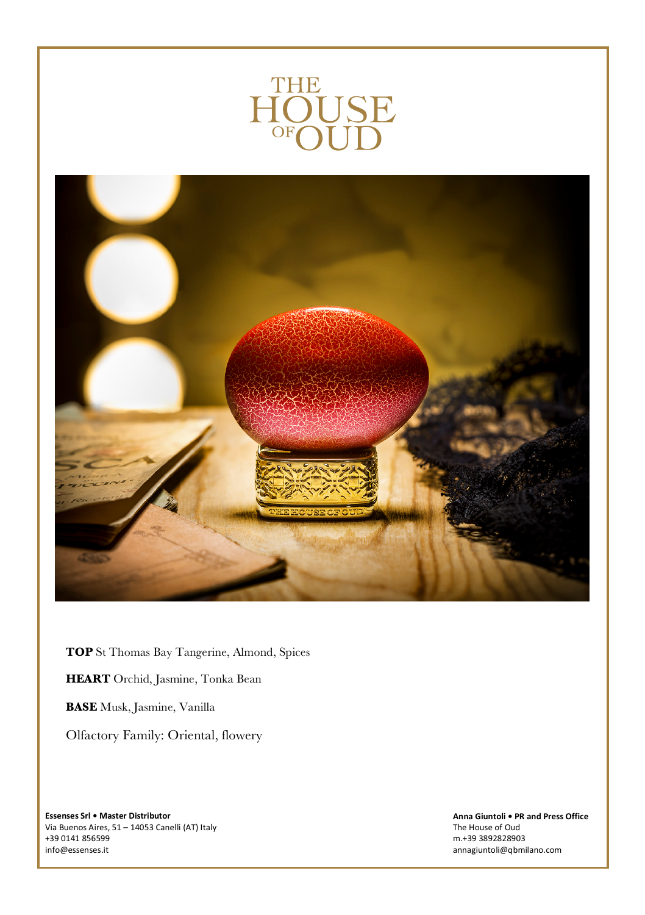# THE HOUSE OF OUD

**TOP** St Thomas Bay Tangerine, Almond, Spices

**HEART** Orchid, Jasmine, Tonka Bean

**BASE** Musk, Jasmine, Vanilla

Olfactory Family: Oriental, flowery

**Essenses Srl • Master Distributor**
Via Buenos Aires, 51 – 14053 Canelli (AT) Italy
+39 0141 856599
info@essenses.it

**Anna Giuntoli • PR and Press Office**
The House of Oud
m.+39 3892828903
annagiuntoli@qbmilano.com